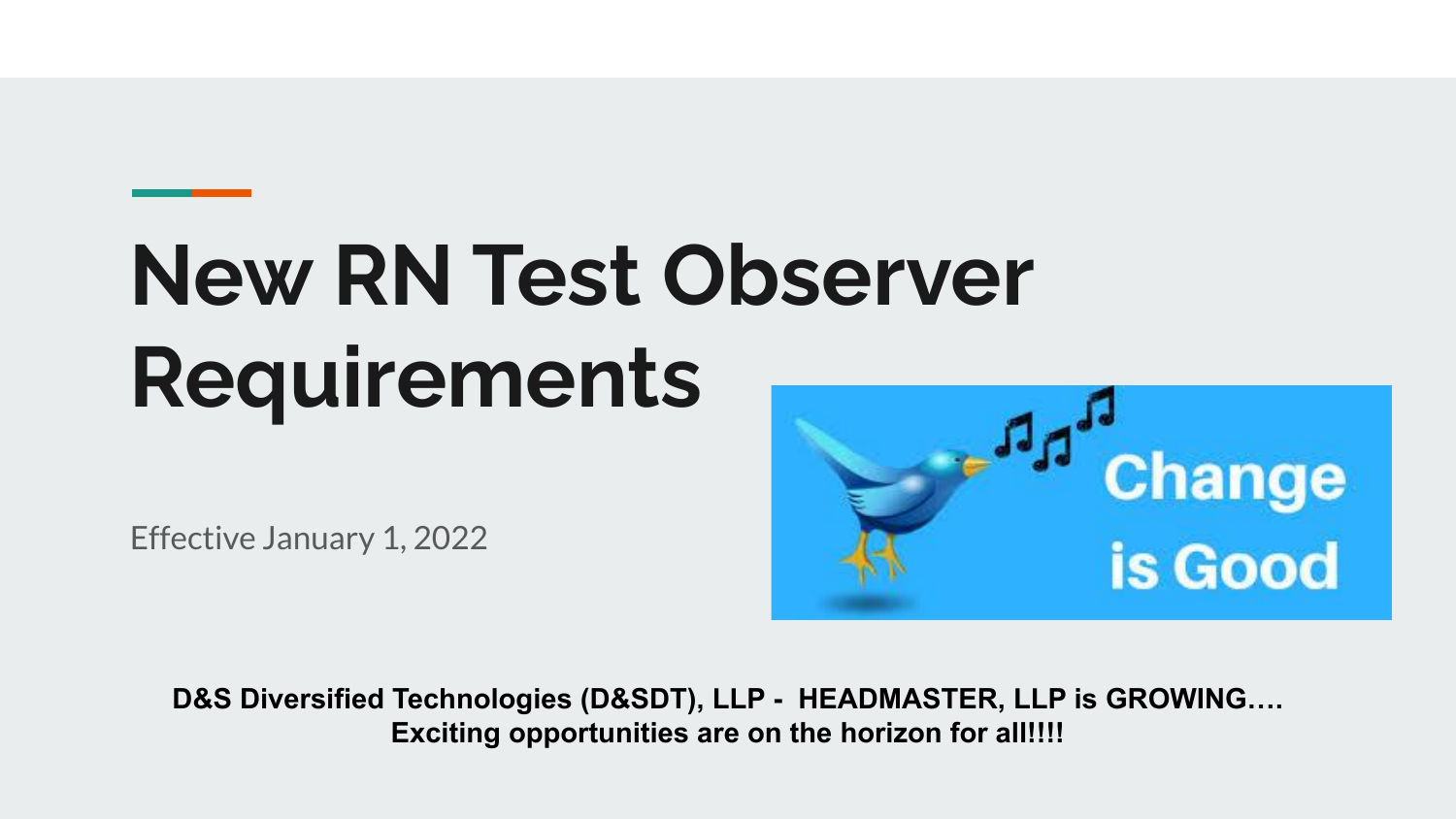# New RN Test Observer Requirements

Effective January 1, 2022

**D&S Diversified Technologies (D&SDT), LLP - HEADMASTER, LLP is GROWING….**
**Exciting opportunities are on the horizon for all!!!!**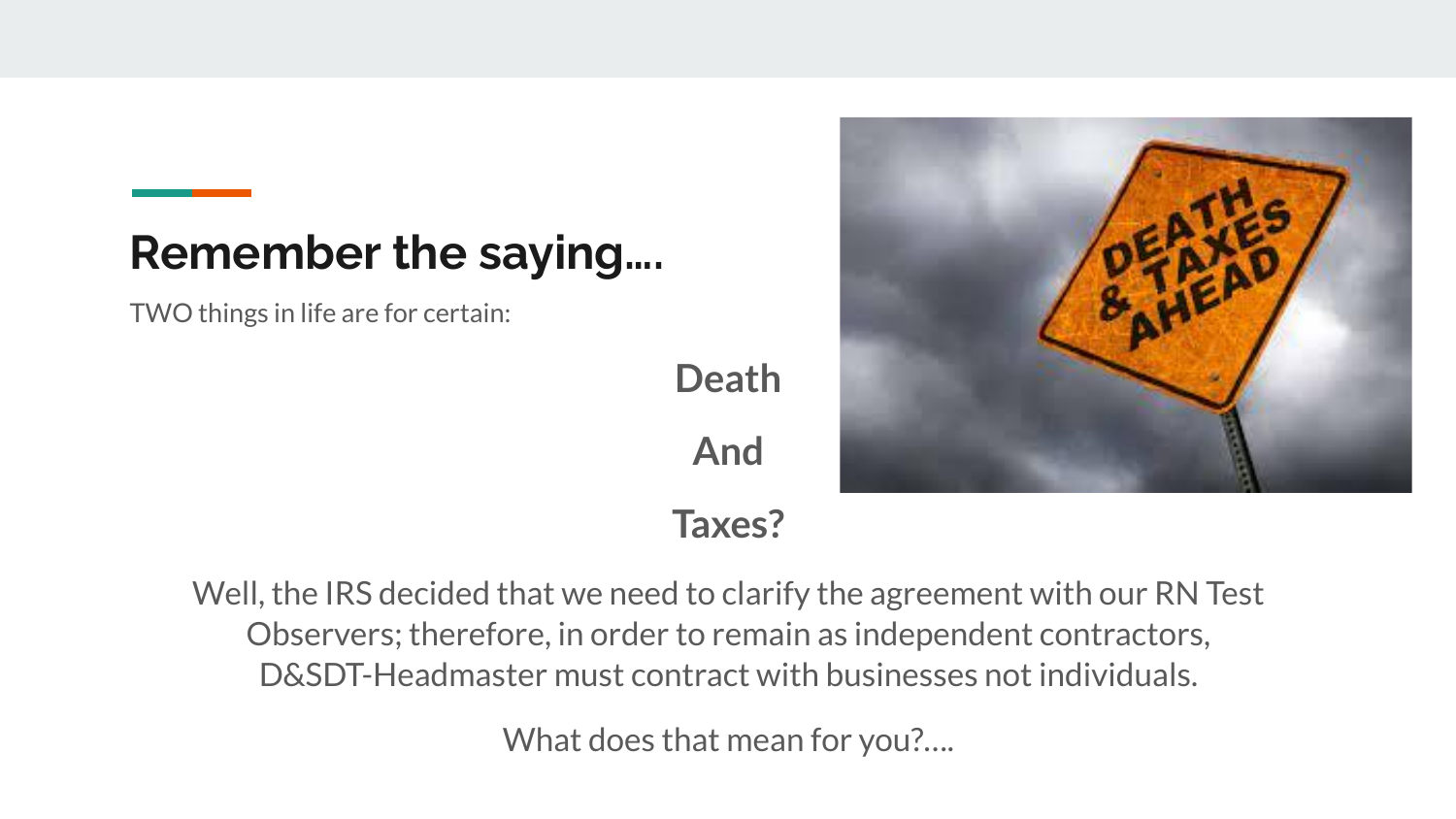## Remember the saying....

TWO things in life are for certain:

**Death**

**And**

**Taxes?**

Well, the IRS decided that we need to clarify the agreement with our RN Test Observers; therefore, in order to remain as independent contractors, D&SDT-Headmaster must contract with businesses not individuals.

What does that mean for you?….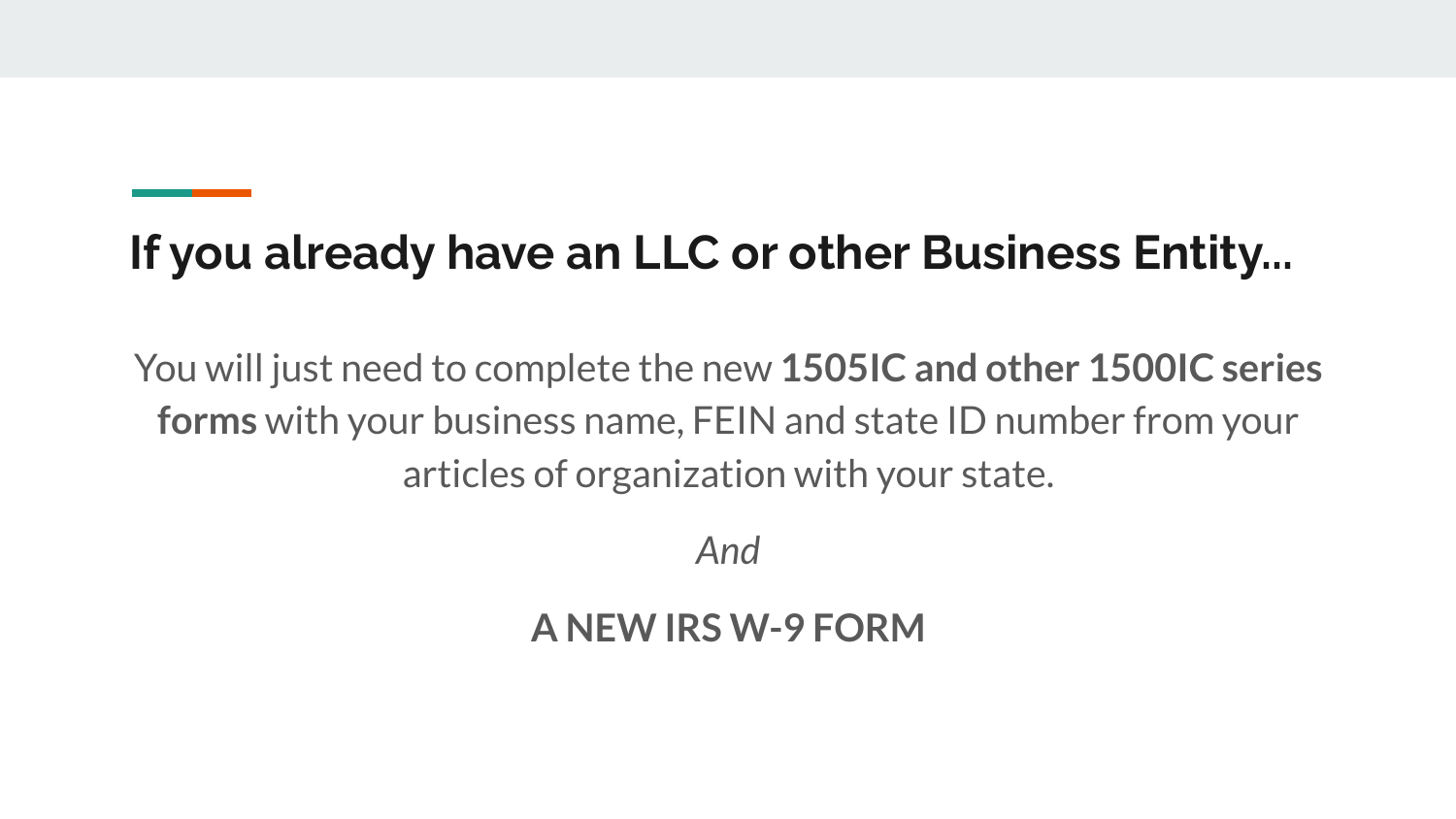## If you already have an LLC or other Business Entity...

You will just need to complete the new **1505IC and other 1500IC series forms** with your business name, FEIN and state ID number from your articles of organization with your state.

*And*

**A NEW IRS W-9 FORM**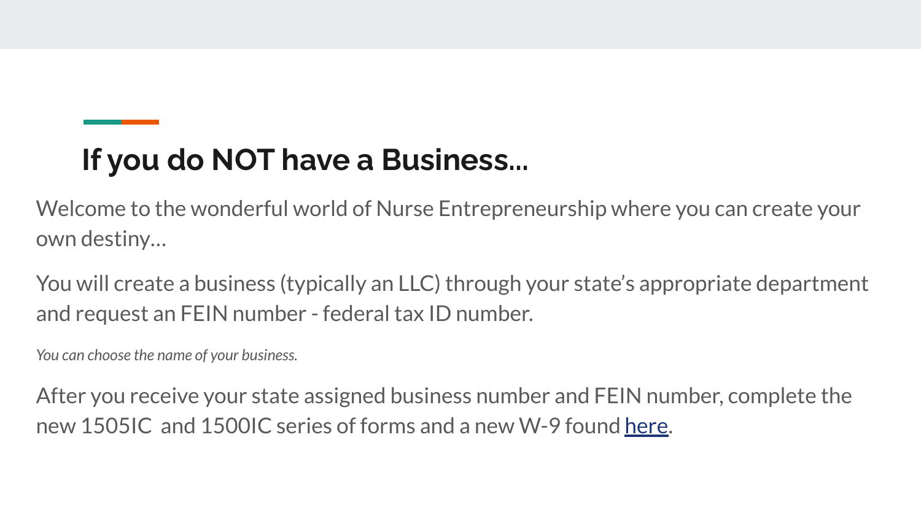## If you do NOT have a Business...

Welcome to the wonderful world of Nurse Entrepreneurship where you can create your own destiny…

You will create a business (typically an LLC) through your state's appropriate department and request an FEIN number - federal tax ID number.

*You can choose the name of your business.*

After you receive your state assigned business number and FEIN number, complete the new 1505IC and 1500IC series of forms and a new W-9 found here.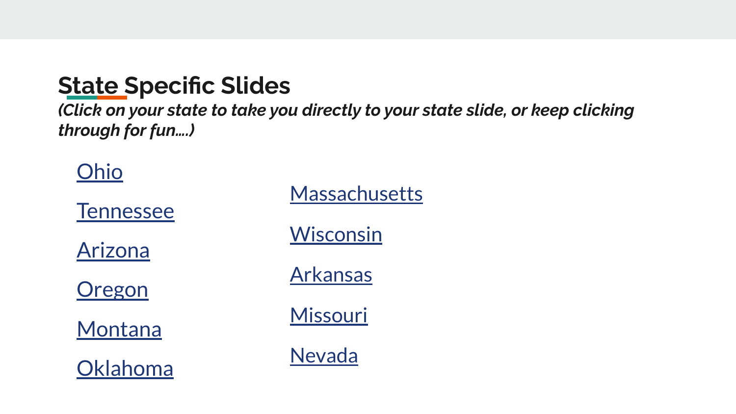# State Specific Slides

***(Click on your state to take you directly to your state slide, or keep clicking through for fun….)***

- Ohio
- Tennessee
- Arizona
- Oregon
- Montana
- Oklahoma
- Massachusetts
- Wisconsin
- Arkansas
- Missouri
- Nevada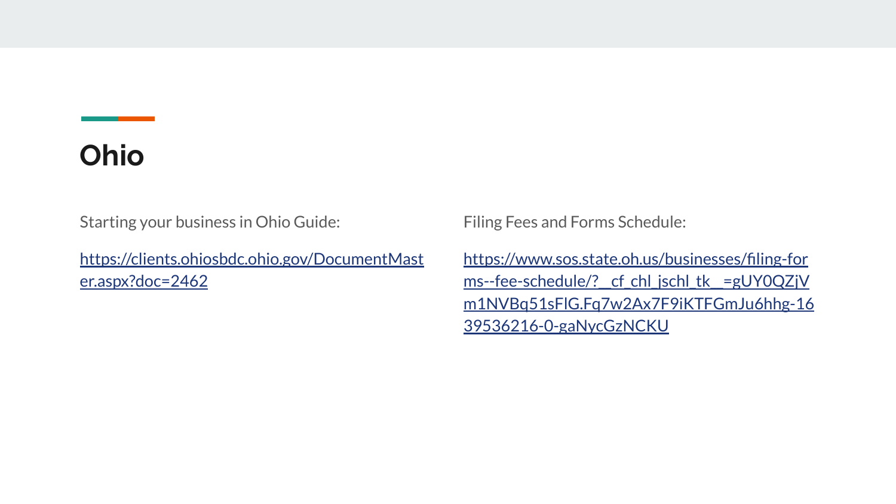# Ohio

Starting your business in Ohio Guide:

https://clients.ohiosbdc.ohio.gov/DocumentMaster.aspx?doc=2462

Filing Fees and Forms Schedule:

https://www.sos.state.oh.us/businesses/filing-forms--fee-schedule/?__cf_chl_jschl_tk__=gUY0QZjVm1NVBq51sFlG.Fq7w2Ax7F9iKTFGmJu6hhg-1639536216-0-gaNycGzNCKU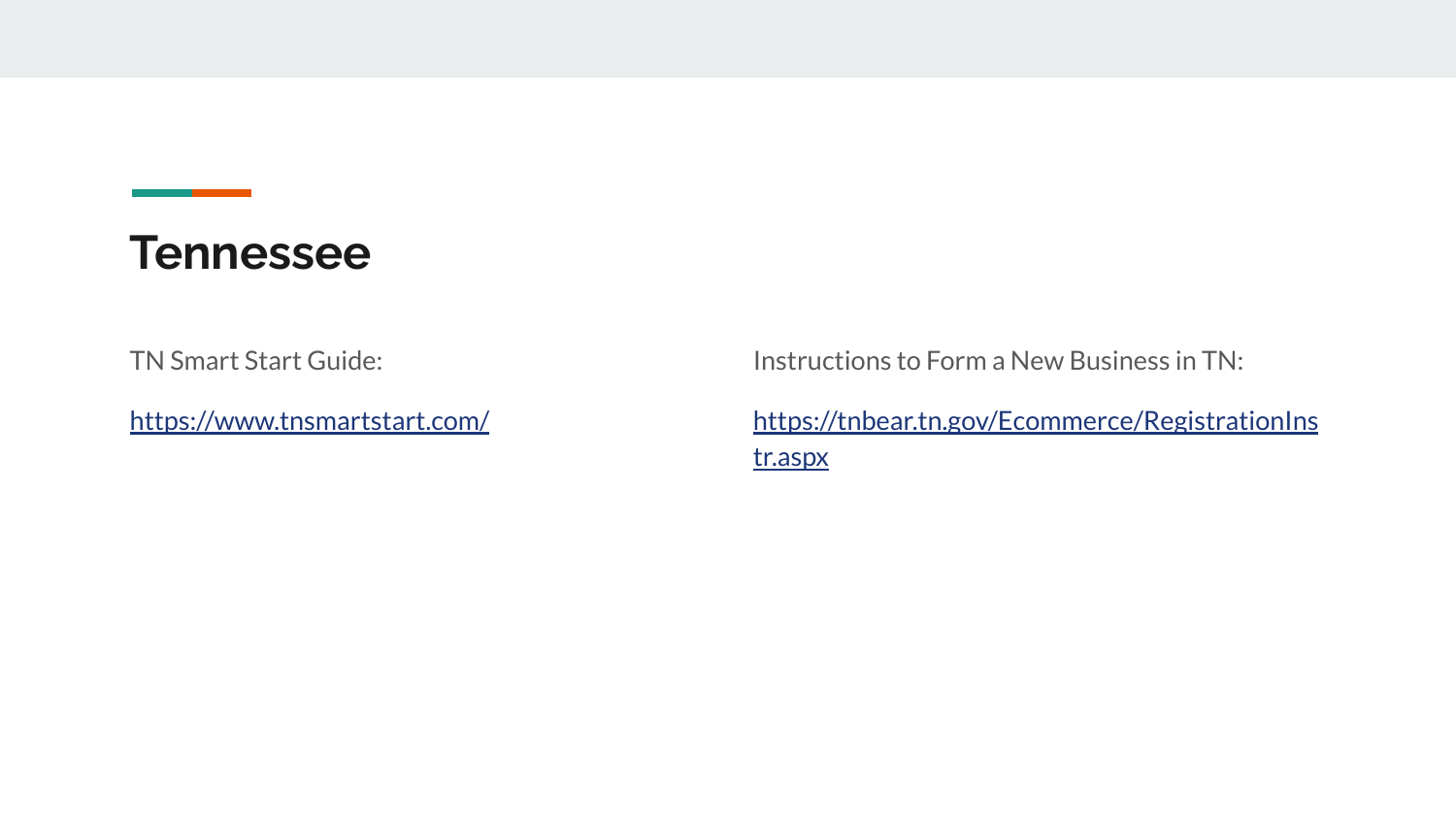# Tennessee

TN Smart Start Guide:

https://www.tnsmartstart.com/

Instructions to Form a New Business in TN:

https://tnbear.tn.gov/Ecommerce/RegistrationInstr.aspx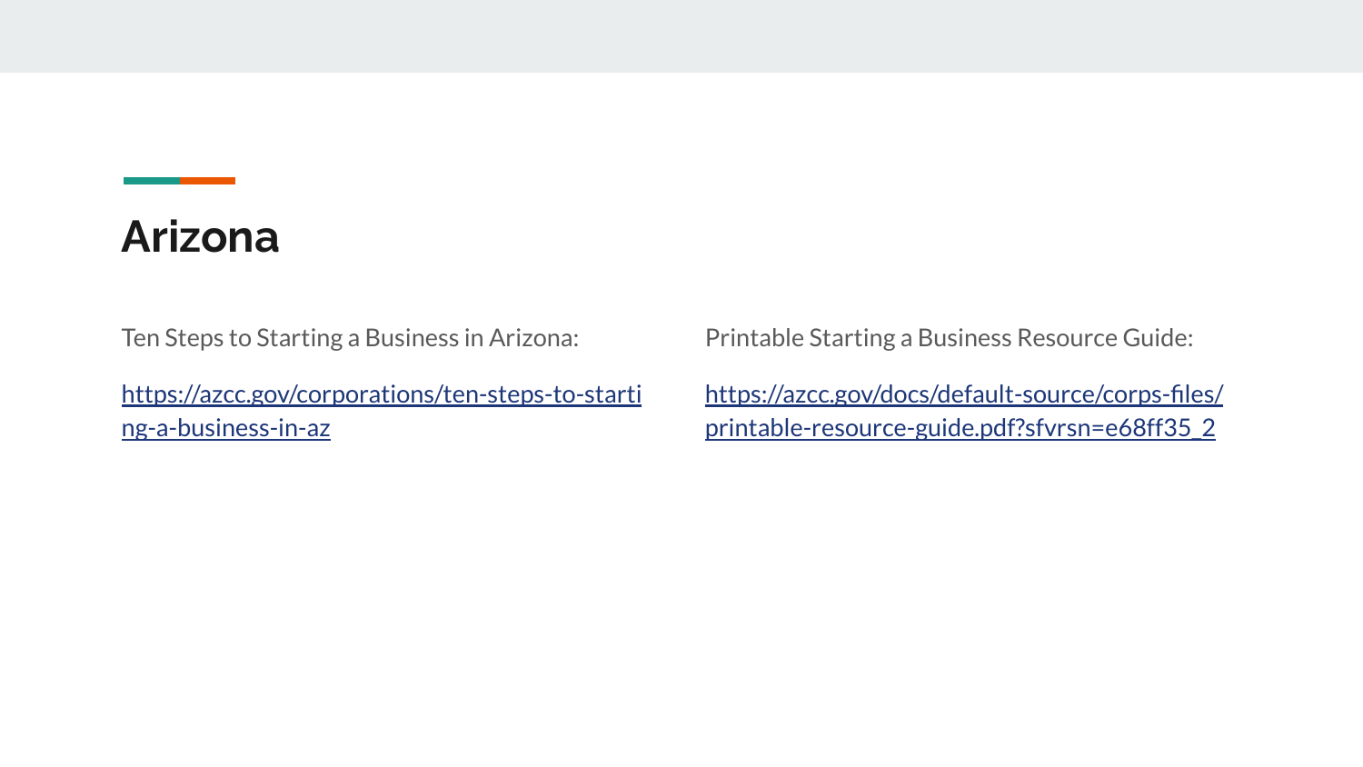# Arizona

Ten Steps to Starting a Business in Arizona:

https://azcc.gov/corporations/ten-steps-to-starting-a-business-in-az

Printable Starting a Business Resource Guide:

https://azcc.gov/docs/default-source/corps-files/printable-resource-guide.pdf?sfvrsn=e68ff35_2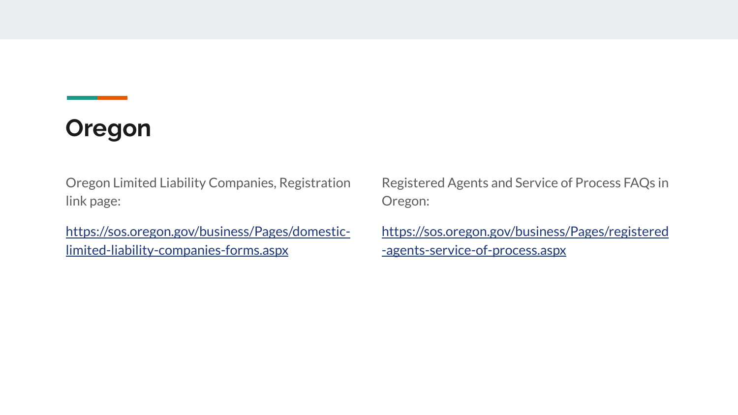# Oregon

Oregon Limited Liability Companies, Registration link page:

https://sos.oregon.gov/business/Pages/domestic-limited-liability-companies-forms.aspx

Registered Agents and Service of Process FAQs in Oregon:

https://sos.oregon.gov/business/Pages/registered-agents-service-of-process.aspx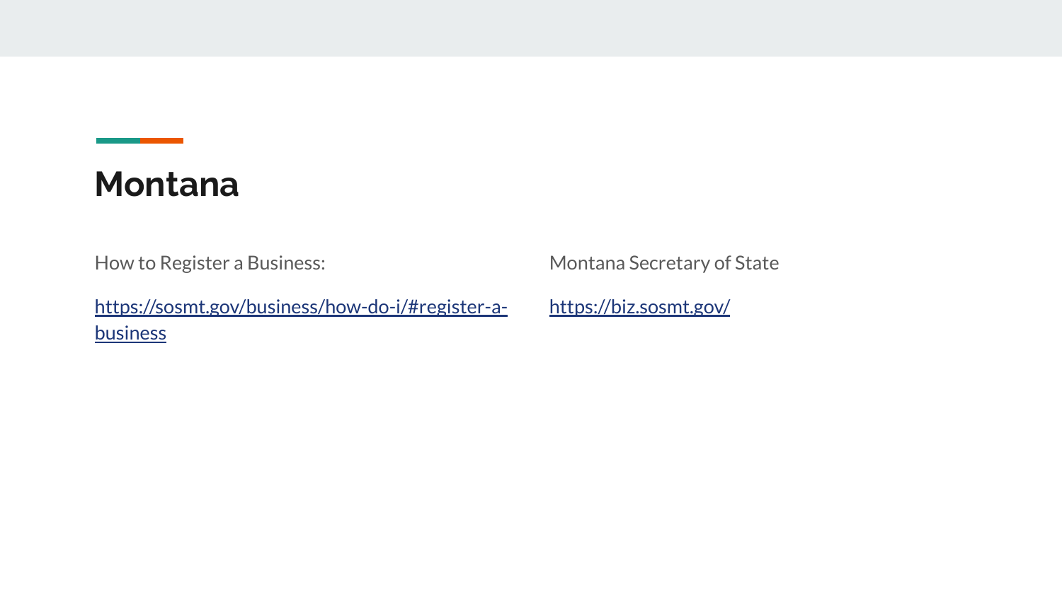# Montana

How to Register a Business:

https://sosmt.gov/business/how-do-i/#register-a-business

Montana Secretary of State

https://biz.sosmt.gov/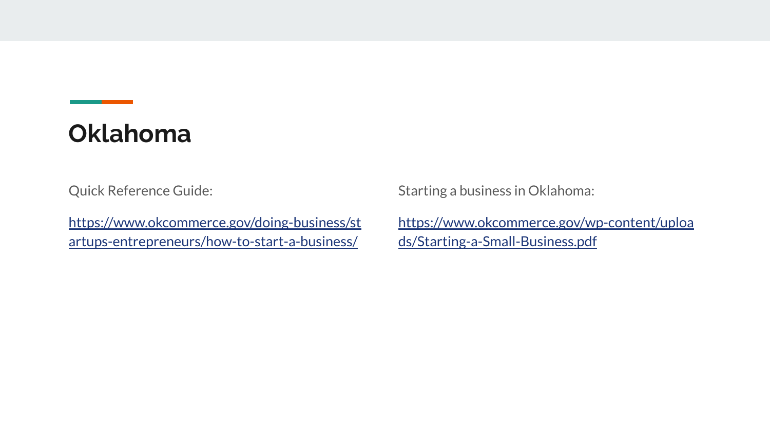# Oklahoma

Quick Reference Guide:

https://www.okcommerce.gov/doing-business/startups-entrepreneurs/how-to-start-a-business/

Starting a business in Oklahoma:

https://www.okcommerce.gov/wp-content/uploads/Starting-a-Small-Business.pdf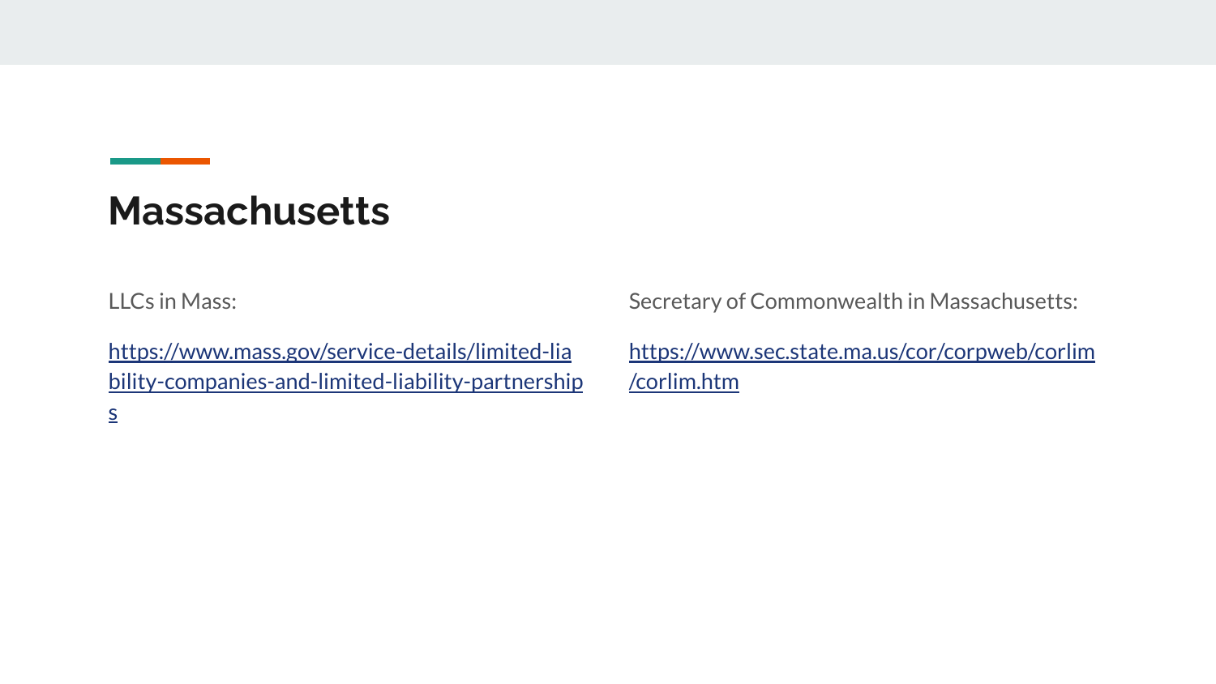# Massachusetts

LLCs in Mass:

https://www.mass.gov/service-details/limited-liability-companies-and-limited-liability-partnerships

Secretary of Commonwealth in Massachusetts:

https://www.sec.state.ma.us/cor/corpweb/corlim/corlim.htm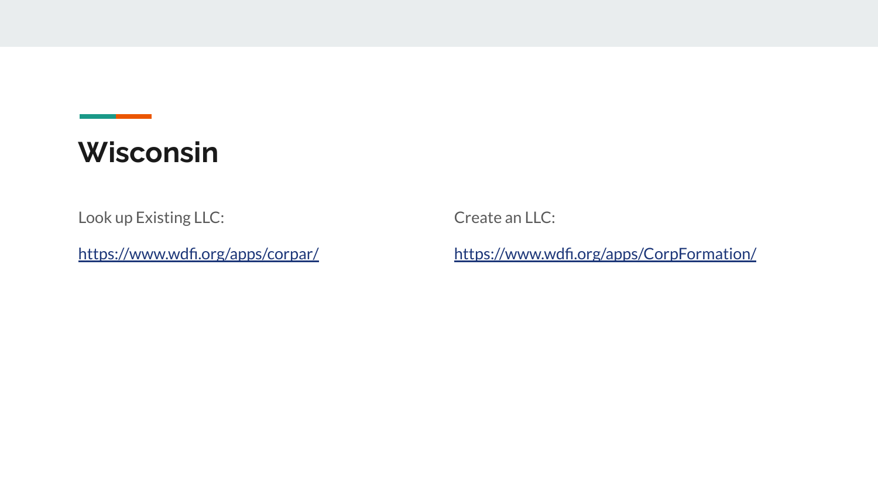# Wisconsin

Look up Existing LLC:

https://www.wdfi.org/apps/corpar/

Create an LLC:

https://www.wdfi.org/apps/CorpFormation/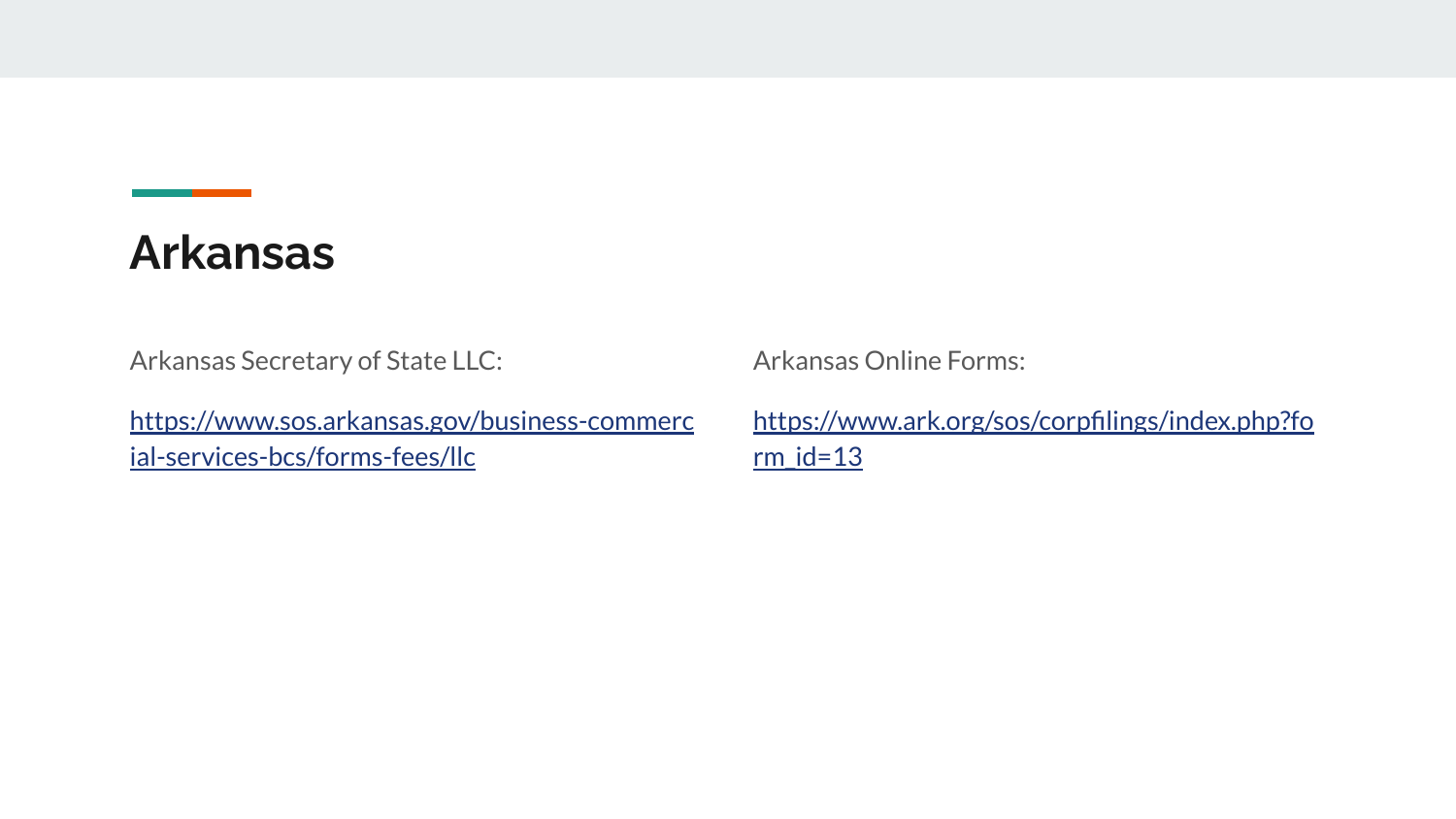# Arkansas

Arkansas Secretary of State LLC:

https://www.sos.arkansas.gov/business-commercial-services-bcs/forms-fees/llc

Arkansas Online Forms:

https://www.ark.org/sos/corpfilings/index.php?form_id=13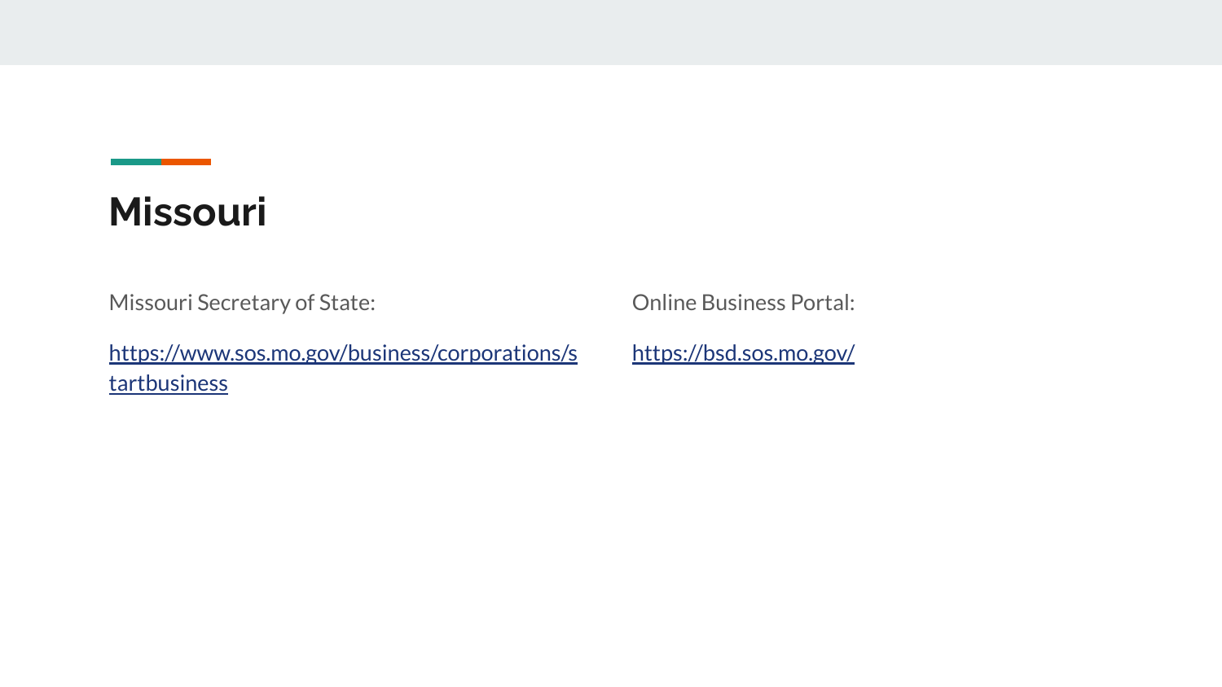# Missouri

Missouri Secretary of State:

https://www.sos.mo.gov/business/corporations/startbusiness

Online Business Portal:

https://bsd.sos.mo.gov/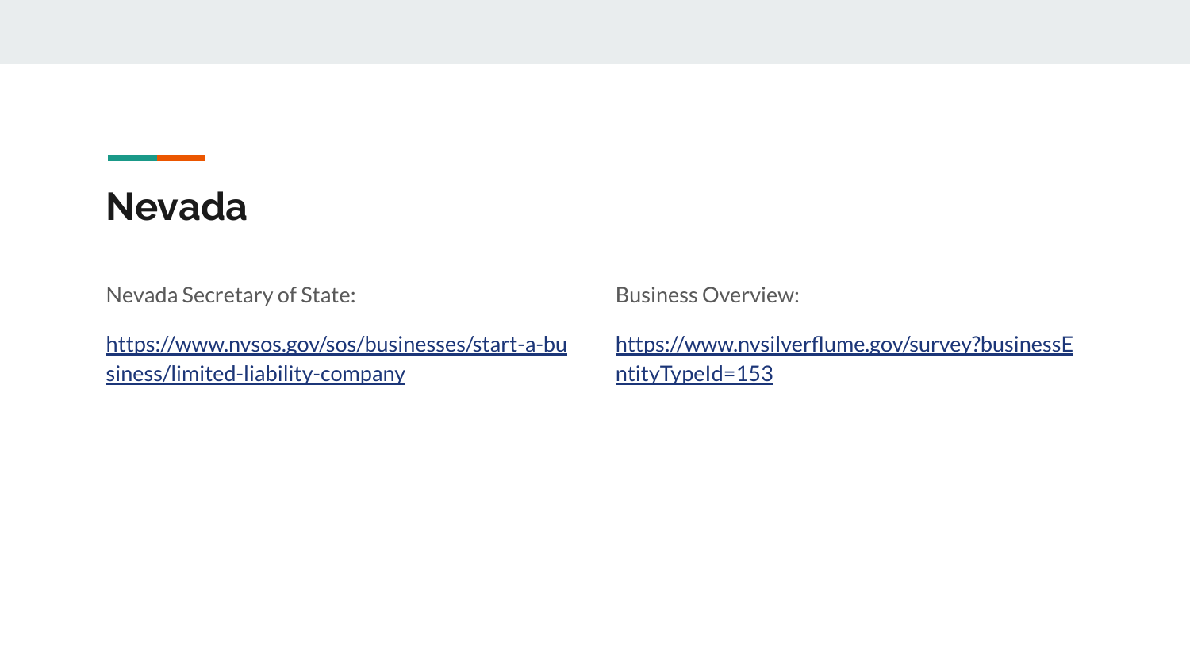# Nevada

Nevada Secretary of State:

https://www.nvsos.gov/sos/businesses/start-a-business/limited-liability-company

Business Overview:

https://www.nvsilverflume.gov/survey?businessEntityTypeId=153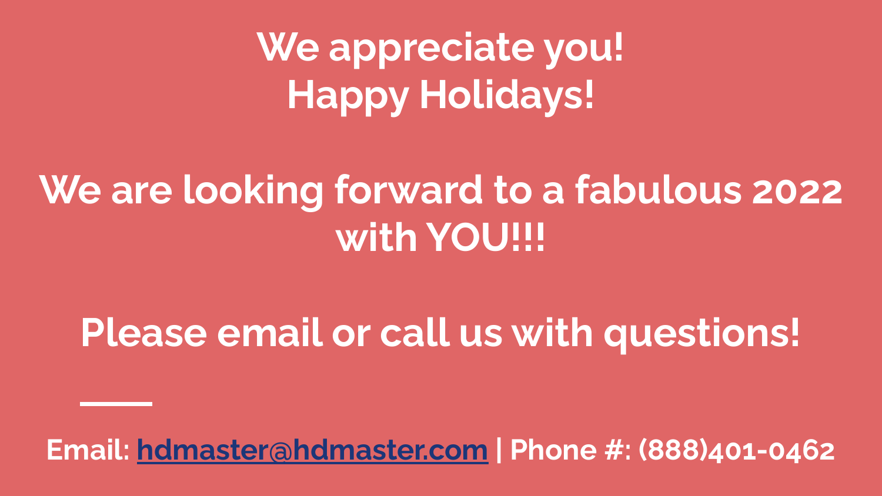# We appreciate you!
# Happy Holidays!

# We are looking forward to a fabulous 2022 with YOU!!!

# Please email or call us with questions!

---

**Email: hdmaster@hdmaster.com | Phone #: (888)401-0462**